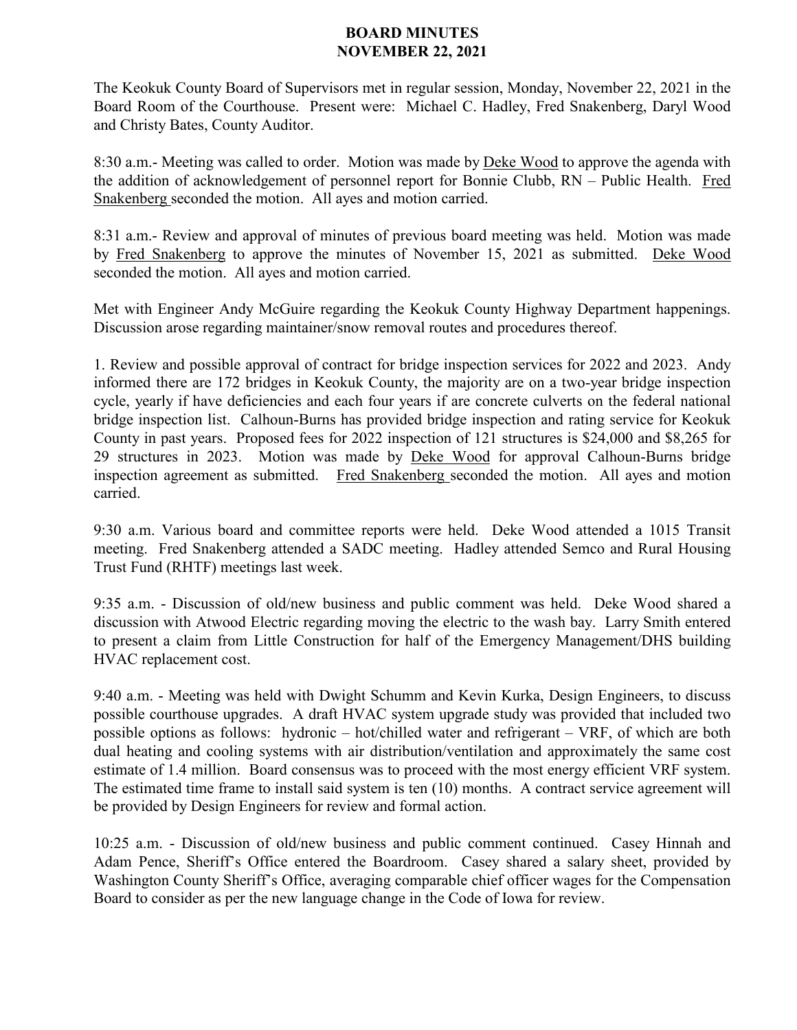# BOARD MINUTES
# NOVEMBER 22, 2021

The Keokuk County Board of Supervisors met in regular session, Monday, November 22, 2021 in the Board Room of the Courthouse. Present were: Michael C. Hadley, Fred Snakenberg, Daryl Wood and Christy Bates, County Auditor.

8:30 a.m.- Meeting was called to order. Motion was made by Deke Wood to approve the agenda with the addition of acknowledgement of personnel report for Bonnie Clubb, RN – Public Health. Fred Snakenberg seconded the motion. All ayes and motion carried.

8:31 a.m.- Review and approval of minutes of previous board meeting was held. Motion was made by Fred Snakenberg to approve the minutes of November 15, 2021 as submitted. Deke Wood seconded the motion. All ayes and motion carried.

Met with Engineer Andy McGuire regarding the Keokuk County Highway Department happenings. Discussion arose regarding maintainer/snow removal routes and procedures thereof.

1. Review and possible approval of contract for bridge inspection services for 2022 and 2023. Andy informed there are 172 bridges in Keokuk County, the majority are on a two-year bridge inspection cycle, yearly if have deficiencies and each four years if are concrete culverts on the federal national bridge inspection list. Calhoun-Burns has provided bridge inspection and rating service for Keokuk County in past years. Proposed fees for 2022 inspection of 121 structures is $24,000 and $8,265 for 29 structures in 2023. Motion was made by Deke Wood for approval Calhoun-Burns bridge inspection agreement as submitted. Fred Snakenberg seconded the motion. All ayes and motion carried.

9:30 a.m. Various board and committee reports were held. Deke Wood attended a 1015 Transit meeting. Fred Snakenberg attended a SADC meeting. Hadley attended Semco and Rural Housing Trust Fund (RHTF) meetings last week.

9:35 a.m. - Discussion of old/new business and public comment was held. Deke Wood shared a discussion with Atwood Electric regarding moving the electric to the wash bay. Larry Smith entered to present a claim from Little Construction for half of the Emergency Management/DHS building HVAC replacement cost.

9:40 a.m. - Meeting was held with Dwight Schumm and Kevin Kurka, Design Engineers, to discuss possible courthouse upgrades. A draft HVAC system upgrade study was provided that included two possible options as follows: hydronic – hot/chilled water and refrigerant – VRF, of which are both dual heating and cooling systems with air distribution/ventilation and approximately the same cost estimate of 1.4 million. Board consensus was to proceed with the most energy efficient VRF system. The estimated time frame to install said system is ten (10) months. A contract service agreement will be provided by Design Engineers for review and formal action.

10:25 a.m. - Discussion of old/new business and public comment continued. Casey Hinnah and Adam Pence, Sheriff's Office entered the Boardroom. Casey shared a salary sheet, provided by Washington County Sheriff's Office, averaging comparable chief officer wages for the Compensation Board to consider as per the new language change in the Code of Iowa for review.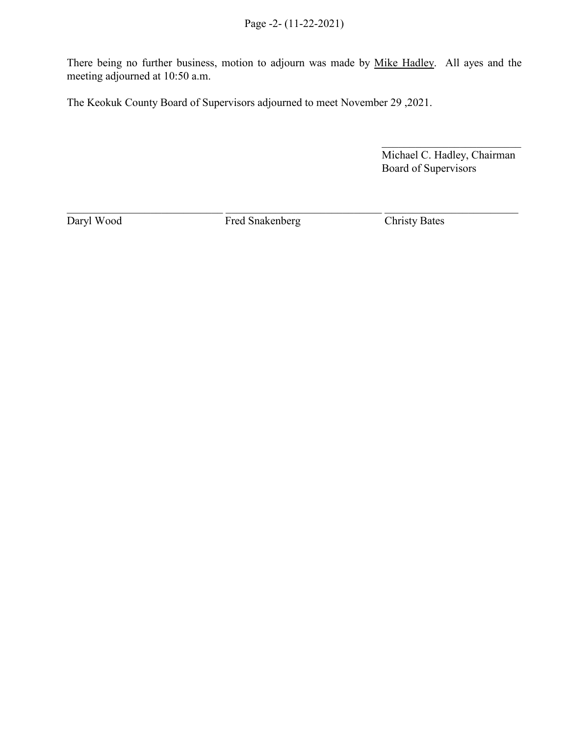There being no further business, motion to adjourn was made by Mike Hadley. All ayes and the meeting adjourned at 10:50 a.m.

The Keokuk County Board of Supervisors adjourned to meet November 29 ,2021.

\_\_\_\_\_\_\_\_\_\_\_\_\_\_\_\_\_\_\_\_\_\_\_\_\_\_\_
Michael C. Hadley, Chairman
Board of Supervisors

| | | |
|---|---|---|
| \_\_\_\_\_\_\_\_\_\_\_\_\_\_\_\_\_\_\_\_\_\_\_\_\_\_\_ | \_\_\_\_\_\_\_\_\_\_\_\_\_\_\_\_\_\_\_\_\_\_\_\_\_\_\_ | \_\_\_\_\_\_\_\_\_\_\_\_\_\_\_\_\_\_\_\_\_\_\_\_\_\_\_ |
| Daryl Wood | Fred Snakenberg | Christy Bates |